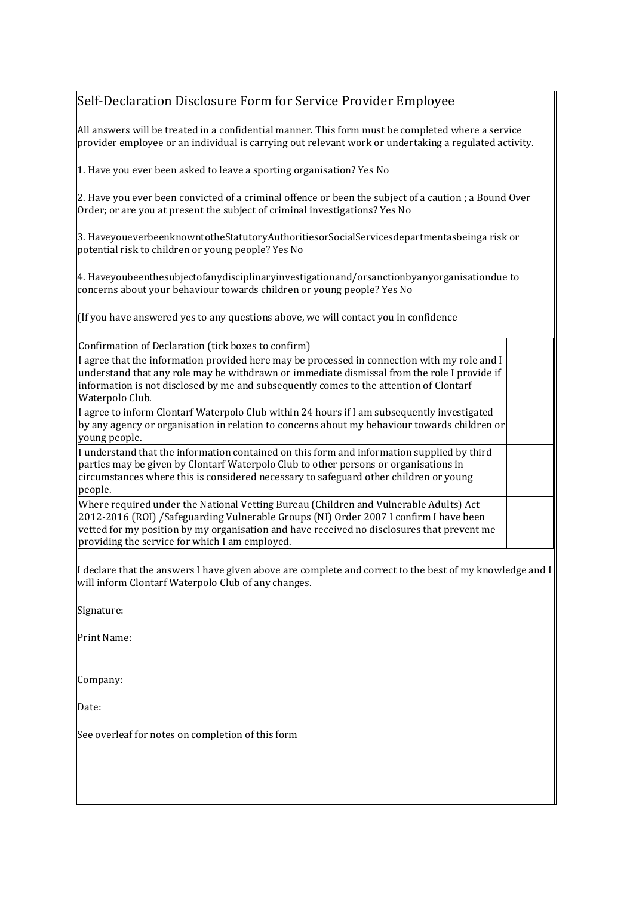# Self-Declaration Disclosure Form for Service Provider Employee

All answers will be treated in a confidential manner. This form must be completed where a service provider employee or an individual is carrying out relevant work or undertaking a regulated activity.

1. Have you ever been asked to leave a sporting organisation? Yes No

2. Have you ever been convicted of a criminal offence or been the subject of a caution ; a Bound Over Order; or are you at present the subject of criminal investigations? Yes No

3. HaveyoueverbeenknowntotheStatutoryAuthoritiesorSocialServicesdepartmentasbeinga risk or potential risk to children or young people? Yes No

4. Haveyoubeenthesubjectofanydisciplinaryinvestigationand/orsanctionbyanyorganisationdue to concerns about your behaviour towards children or young people? Yes No

(If you have answered yes to any questions above, we will contact you in confidence

| Confirmation of Declaration (tick boxes to confirm) | |
|---|---|
| I agree that the information provided here may be processed in connection with my role and I understand that any role may be withdrawn or immediate dismissal from the role I provide if information is not disclosed by me and subsequently comes to the attention of Clontarf Waterpolo Club. | |
| I agree to inform Clontarf Waterpolo Club within 24 hours if I am subsequently investigated by any agency or organisation in relation to concerns about my behaviour towards children or young people. | |
| I understand that the information contained on this form and information supplied by third parties may be given by Clontarf Waterpolo Club to other persons or organisations in circumstances where this is considered necessary to safeguard other children or young people. | |
| Where required under the National Vetting Bureau (Children and Vulnerable Adults) Act 2012-2016 (ROI) /Safeguarding Vulnerable Groups (NI) Order 2007 I confirm I have been vetted for my position by my organisation and have received no disclosures that prevent me providing the service for which I am employed. | |

I declare that the answers I have given above are complete and correct to the best of my knowledge and I will inform Clontarf Waterpolo Club of any changes.

Signature:

Print Name:

Company:

Date:

See overleaf for notes on completion of this form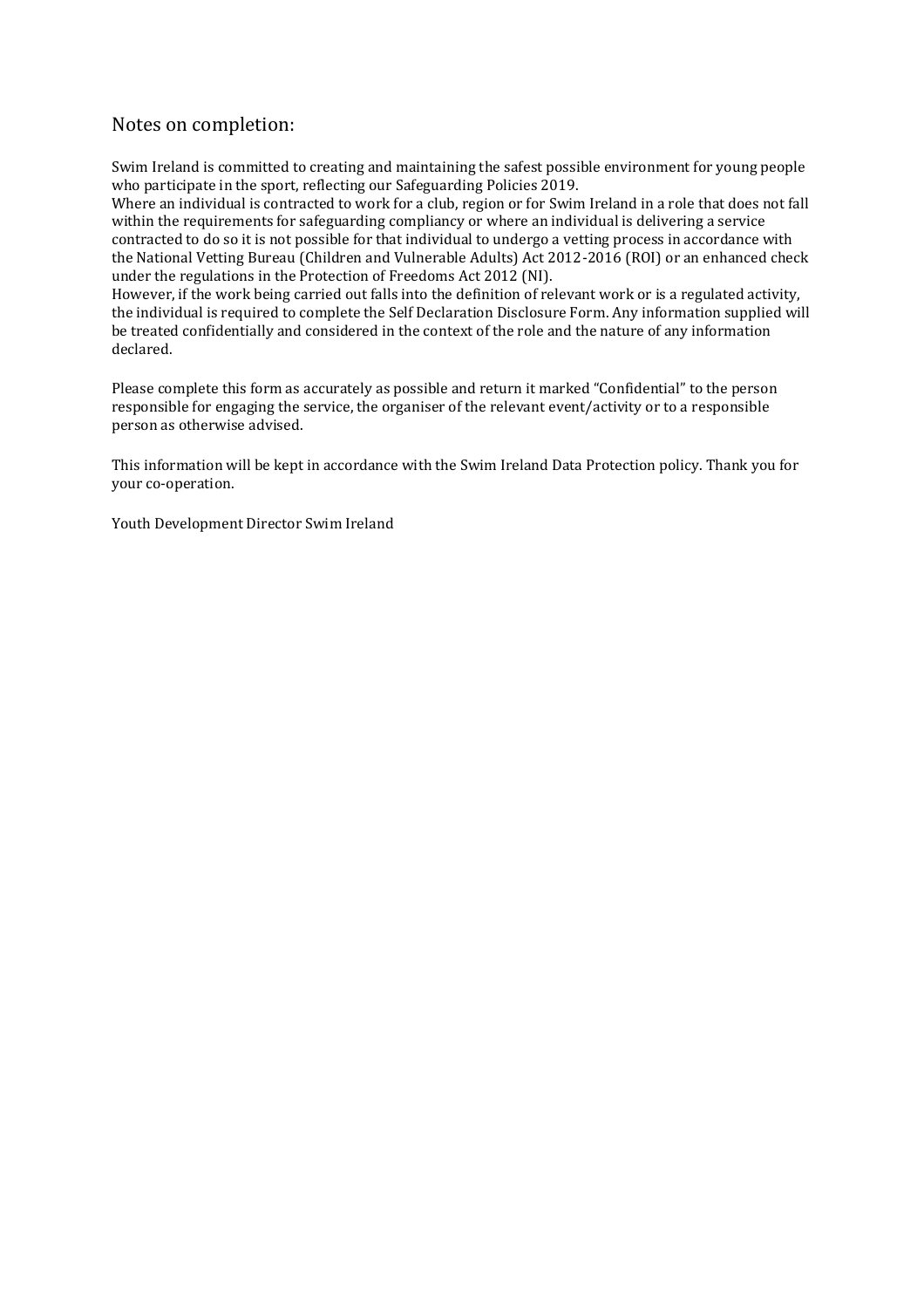## Notes on completion:

Swim Ireland is committed to creating and maintaining the safest possible environment for young people who participate in the sport, reflecting our Safeguarding Policies 2019.
Where an individual is contracted to work for a club, region or for Swim Ireland in a role that does not fall within the requirements for safeguarding compliancy or where an individual is delivering a service contracted to do so it is not possible for that individual to undergo a vetting process in accordance with the National Vetting Bureau (Children and Vulnerable Adults) Act 2012-2016 (ROI) or an enhanced check under the regulations in the Protection of Freedoms Act 2012 (NI).
However, if the work being carried out falls into the definition of relevant work or is a regulated activity, the individual is required to complete the Self Declaration Disclosure Form. Any information supplied will be treated confidentially and considered in the context of the role and the nature of any information declared.

Please complete this form as accurately as possible and return it marked "Confidential" to the person responsible for engaging the service, the organiser of the relevant event/activity or to a responsible person as otherwise advised.

This information will be kept in accordance with the Swim Ireland Data Protection policy. Thank you for your co-operation.

Youth Development Director Swim Ireland